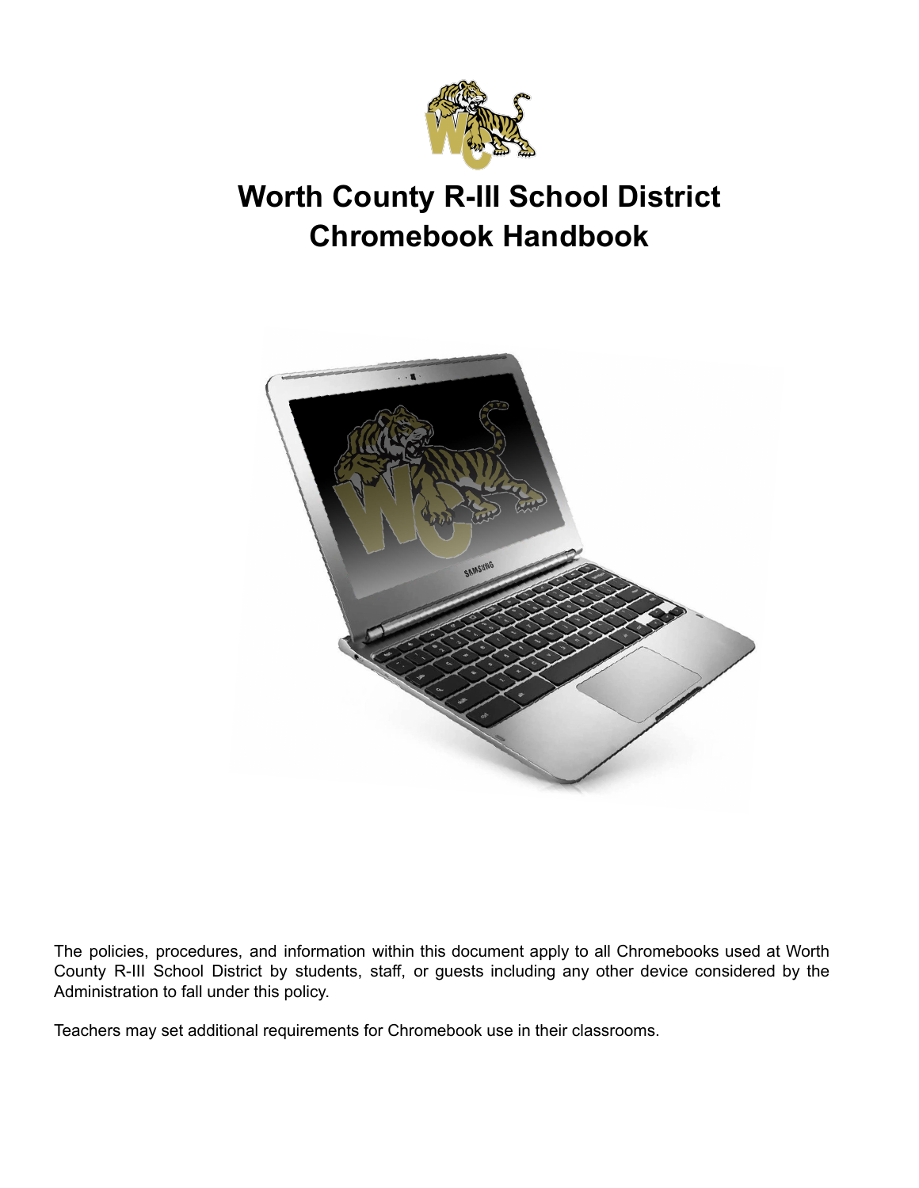# Worth County R-III School District
# Chromebook Handbook

The policies, procedures, and information within this document apply to all Chromebooks used at Worth County R-III School District by students, staff, or guests including any other device considered by the Administration to fall under this policy.

Teachers may set additional requirements for Chromebook use in their classrooms.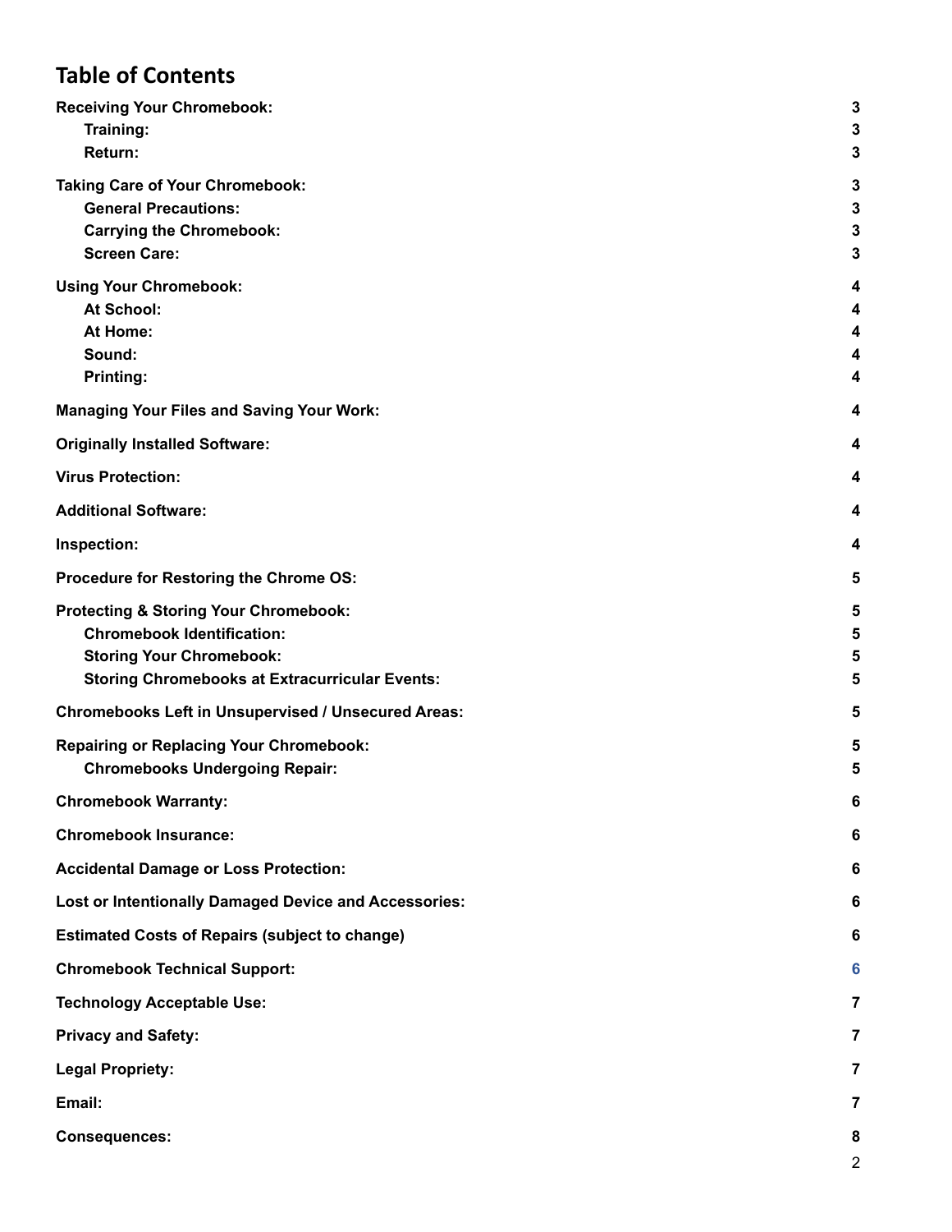# Table of Contents

| | |
|---|---|
| **Receiving Your Chromebook:** | **3** |
| &nbsp;&nbsp;&nbsp;&nbsp;**Training:** | **3** |
| &nbsp;&nbsp;&nbsp;&nbsp;**Return:** | **3** |
| **Taking Care of Your Chromebook:** | **3** |
| &nbsp;&nbsp;&nbsp;&nbsp;**General Precautions:** | **3** |
| &nbsp;&nbsp;&nbsp;&nbsp;**Carrying the Chromebook:** | **3** |
| &nbsp;&nbsp;&nbsp;&nbsp;**Screen Care:** | **3** |
| **Using Your Chromebook:** | **4** |
| &nbsp;&nbsp;&nbsp;&nbsp;**At School:** | **4** |
| &nbsp;&nbsp;&nbsp;&nbsp;**At Home:** | **4** |
| &nbsp;&nbsp;&nbsp;&nbsp;**Sound:** | **4** |
| &nbsp;&nbsp;&nbsp;&nbsp;**Printing:** | **4** |
| **Managing Your Files and Saving Your Work:** | **4** |
| **Originally Installed Software:** | **4** |
| **Virus Protection:** | **4** |
| **Additional Software:** | **4** |
| **Inspection:** | **4** |
| **Procedure for Restoring the Chrome OS:** | **5** |
| **Protecting & Storing Your Chromebook:** | **5** |
| &nbsp;&nbsp;&nbsp;&nbsp;**Chromebook Identification:** | **5** |
| &nbsp;&nbsp;&nbsp;&nbsp;**Storing Your Chromebook:** | **5** |
| &nbsp;&nbsp;&nbsp;&nbsp;**Storing Chromebooks at Extracurricular Events:** | **5** |
| **Chromebooks Left in Unsupervised / Unsecured Areas:** | **5** |
| **Repairing or Replacing Your Chromebook:** | **5** |
| &nbsp;&nbsp;&nbsp;&nbsp;**Chromebooks Undergoing Repair:** | **5** |
| **Chromebook Warranty:** | **6** |
| **Chromebook Insurance:** | **6** |
| **Accidental Damage or Loss Protection:** | **6** |
| **Lost or Intentionally Damaged Device and Accessories:** | **6** |
| **Estimated Costs of Repairs (subject to change)** | **6** |
| **Chromebook Technical Support:** | **6** |
| **Technology Acceptable Use:** | **7** |
| **Privacy and Safety:** | **7** |
| **Legal Propriety:** | **7** |
| **Email:** | **7** |
| **Consequences:** | **8** |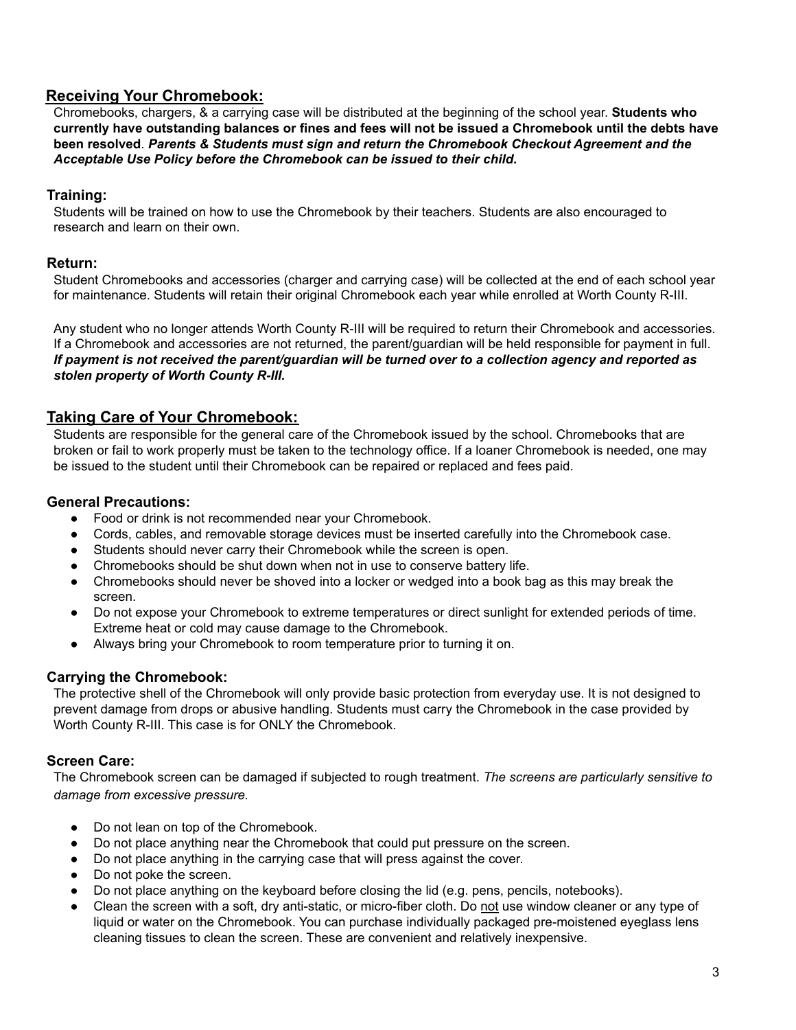## Receiving Your Chromebook:

Chromebooks, chargers, & a carrying case will be distributed at the beginning of the school year. **Students who currently have outstanding balances or fines and fees will not be issued a Chromebook until the debts have been resolved**. ***Parents & Students must sign and return the Chromebook Checkout Agreement and the Acceptable Use Policy before the Chromebook can be issued to their child.***

### Training:

Students will be trained on how to use the Chromebook by their teachers. Students are also encouraged to research and learn on their own.

### Return:

Student Chromebooks and accessories (charger and carrying case) will be collected at the end of each school year for maintenance. Students will retain their original Chromebook each year while enrolled at Worth County R-III.

Any student who no longer attends Worth County R-III will be required to return their Chromebook and accessories. If a Chromebook and accessories are not returned, the parent/guardian will be held responsible for payment in full. ***If payment is not received the parent/guardian will be turned over to a collection agency and reported as stolen property of Worth County R-III.***

## Taking Care of Your Chromebook:

Students are responsible for the general care of the Chromebook issued by the school. Chromebooks that are broken or fail to work properly must be taken to the technology office. If a loaner Chromebook is needed, one may be issued to the student until their Chromebook can be repaired or replaced and fees paid.

### General Precautions:

- Food or drink is not recommended near your Chromebook.
- Cords, cables, and removable storage devices must be inserted carefully into the Chromebook case.
- Students should never carry their Chromebook while the screen is open.
- Chromebooks should be shut down when not in use to conserve battery life.
- Chromebooks should never be shoved into a locker or wedged into a book bag as this may break the screen.
- Do not expose your Chromebook to extreme temperatures or direct sunlight for extended periods of time. Extreme heat or cold may cause damage to the Chromebook.
- Always bring your Chromebook to room temperature prior to turning it on.

### Carrying the Chromebook:

The protective shell of the Chromebook will only provide basic protection from everyday use. It is not designed to prevent damage from drops or abusive handling. Students must carry the Chromebook in the case provided by Worth County R-III. This case is for ONLY the Chromebook.

### Screen Care:

The Chromebook screen can be damaged if subjected to rough treatment. *The screens are particularly sensitive to damage from excessive pressure.*

- Do not lean on top of the Chromebook.
- Do not place anything near the Chromebook that could put pressure on the screen.
- Do not place anything in the carrying case that will press against the cover.
- Do not poke the screen.
- Do not place anything on the keyboard before closing the lid (e.g. pens, pencils, notebooks).
- Clean the screen with a soft, dry anti-static, or micro-fiber cloth. Do not use window cleaner or any type of liquid or water on the Chromebook. You can purchase individually packaged pre-moistened eyeglass lens cleaning tissues to clean the screen. These are convenient and relatively inexpensive.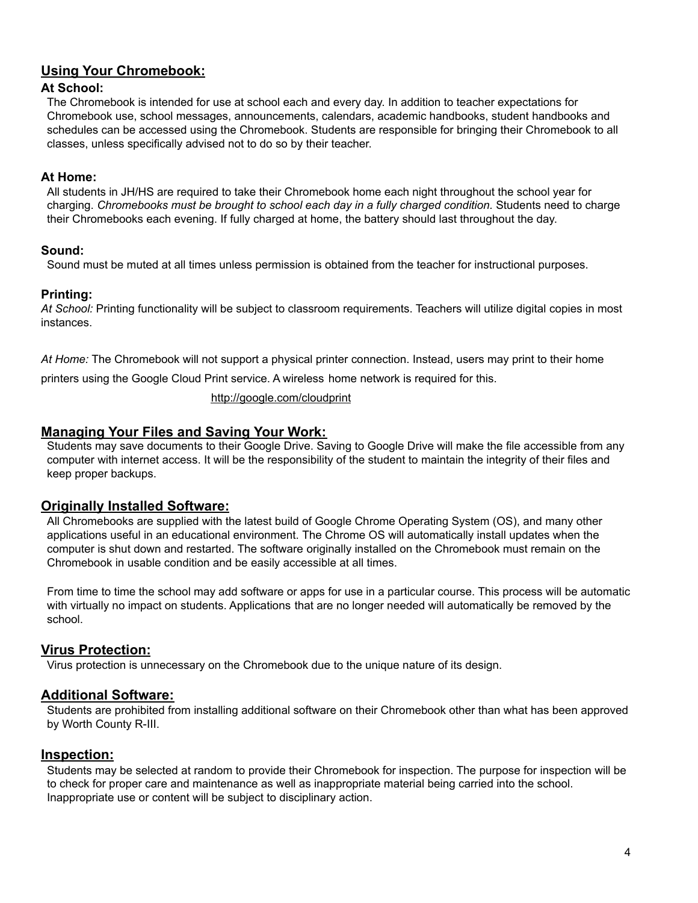## Using Your Chromebook:

### At School:

The Chromebook is intended for use at school each and every day. In addition to teacher expectations for Chromebook use, school messages, announcements, calendars, academic handbooks, student handbooks and schedules can be accessed using the Chromebook. Students are responsible for bringing their Chromebook to all classes, unless specifically advised not to do so by their teacher.

### At Home:

All students in JH/HS are required to take their Chromebook home each night throughout the school year for charging. *Chromebooks must be brought to school each day in a fully charged condition.* Students need to charge their Chromebooks each evening. If fully charged at home, the battery should last throughout the day.

### Sound:

Sound must be muted at all times unless permission is obtained from the teacher for instructional purposes.

### Printing:

*At School:* Printing functionality will be subject to classroom requirements. Teachers will utilize digital copies in most instances.

*At Home:* The Chromebook will not support a physical printer connection. Instead, users may print to their home printers using the Google Cloud Print service. A wireless home network is required for this.

http://google.com/cloudprint

## Managing Your Files and Saving Your Work:

Students may save documents to their Google Drive. Saving to Google Drive will make the file accessible from any computer with internet access. It will be the responsibility of the student to maintain the integrity of their files and keep proper backups.

## Originally Installed Software:

All Chromebooks are supplied with the latest build of Google Chrome Operating System (OS), and many other applications useful in an educational environment. The Chrome OS will automatically install updates when the computer is shut down and restarted. The software originally installed on the Chromebook must remain on the Chromebook in usable condition and be easily accessible at all times.

From time to time the school may add software or apps for use in a particular course. This process will be automatic with virtually no impact on students. Applications that are no longer needed will automatically be removed by the school.

## Virus Protection:

Virus protection is unnecessary on the Chromebook due to the unique nature of its design.

## Additional Software:

Students are prohibited from installing additional software on their Chromebook other than what has been approved by Worth County R-III.

## Inspection:

Students may be selected at random to provide their Chromebook for inspection. The purpose for inspection will be to check for proper care and maintenance as well as inappropriate material being carried into the school. Inappropriate use or content will be subject to disciplinary action.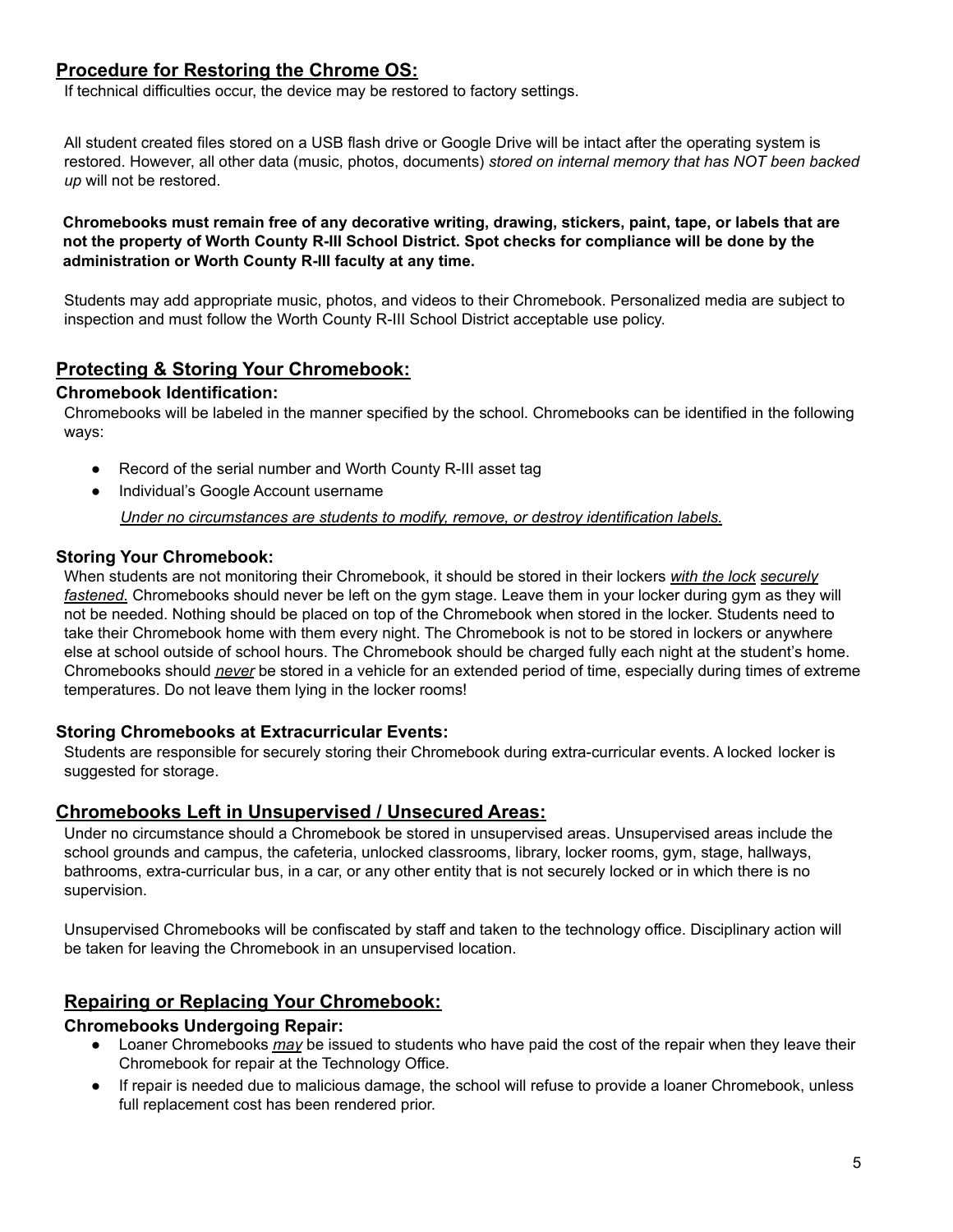## **Procedure for Restoring the Chrome OS:**

If technical difficulties occur, the device may be restored to factory settings.

All student created files stored on a USB flash drive or Google Drive will be intact after the operating system is restored. However, all other data (music, photos, documents) *stored on internal memory that has NOT been backed up* will not be restored.

**Chromebooks must remain free of any decorative writing, drawing, stickers, paint, tape, or labels that are not the property of Worth County R-III School District. Spot checks for compliance will be done by the administration or Worth County R-III faculty at any time.**

Students may add appropriate music, photos, and videos to their Chromebook. Personalized media are subject to inspection and must follow the Worth County R-III School District acceptable use policy.

## **Protecting & Storing Your Chromebook:**

### **Chromebook Identification:**

Chromebooks will be labeled in the manner specified by the school. Chromebooks can be identified in the following ways:

- Record of the serial number and Worth County R-III asset tag
- Individual's Google Account username

*Under no circumstances are students to modify, remove, or destroy identification labels.*

### **Storing Your Chromebook:**

When students are not monitoring their Chromebook, it should be stored in their lockers *with the lock securely fastened.* Chromebooks should never be left on the gym stage. Leave them in your locker during gym as they will not be needed. Nothing should be placed on top of the Chromebook when stored in the locker. Students need to take their Chromebook home with them every night. The Chromebook is not to be stored in lockers or anywhere else at school outside of school hours. The Chromebook should be charged fully each night at the student's home. Chromebooks should ***never*** be stored in a vehicle for an extended period of time, especially during times of extreme temperatures. Do not leave them lying in the locker rooms!

### **Storing Chromebooks at Extracurricular Events:**

Students are responsible for securely storing their Chromebook during extra-curricular events. A locked locker is suggested for storage.

## **Chromebooks Left in Unsupervised / Unsecured Areas:**

Under no circumstance should a Chromebook be stored in unsupervised areas. Unsupervised areas include the school grounds and campus, the cafeteria, unlocked classrooms, library, locker rooms, gym, stage, hallways, bathrooms, extra-curricular bus, in a car, or any other entity that is not securely locked or in which there is no supervision.

Unsupervised Chromebooks will be confiscated by staff and taken to the technology office. Disciplinary action will be taken for leaving the Chromebook in an unsupervised location.

## **Repairing or Replacing Your Chromebook:**

### **Chromebooks Undergoing Repair:**

- Loaner Chromebooks *may* be issued to students who have paid the cost of the repair when they leave their Chromebook for repair at the Technology Office.
- If repair is needed due to malicious damage, the school will refuse to provide a loaner Chromebook, unless full replacement cost has been rendered prior.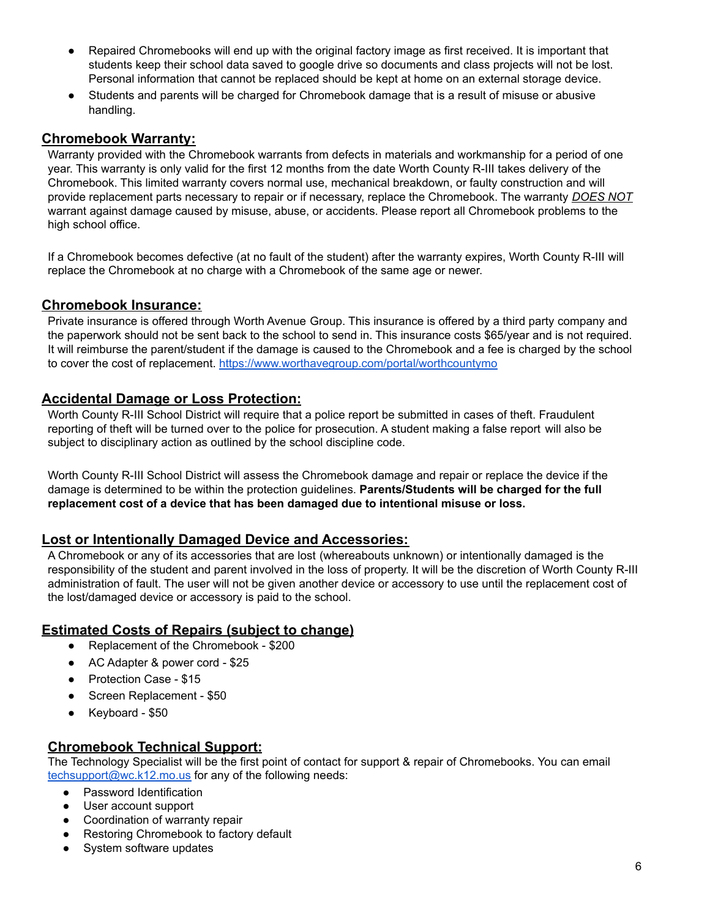- Repaired Chromebooks will end up with the original factory image as first received. It is important that students keep their school data saved to google drive so documents and class projects will not be lost. Personal information that cannot be replaced should be kept at home on an external storage device.
- Students and parents will be charged for Chromebook damage that is a result of misuse or abusive handling.

## Chromebook Warranty:

Warranty provided with the Chromebook warrants from defects in materials and workmanship for a period of one year. This warranty is only valid for the first 12 months from the date Worth County R-III takes delivery of the Chromebook. This limited warranty covers normal use, mechanical breakdown, or faulty construction and will provide replacement parts necessary to repair or if necessary, replace the Chromebook. The warranty ***DOES NOT*** warrant against damage caused by misuse, abuse, or accidents. Please report all Chromebook problems to the high school office.

If a Chromebook becomes defective (at no fault of the student) after the warranty expires, Worth County R-III will replace the Chromebook at no charge with a Chromebook of the same age or newer.

## Chromebook Insurance:

Private insurance is offered through Worth Avenue Group. This insurance is offered by a third party company and the paperwork should not be sent back to the school to send in. This insurance costs $65/year and is not required. It will reimburse the parent/student if the damage is caused to the Chromebook and a fee is charged by the school to cover the cost of replacement. https://www.worthavegroup.com/portal/worthcountymo

## Accidental Damage or Loss Protection:

Worth County R-III School District will require that a police report be submitted in cases of theft. Fraudulent reporting of theft will be turned over to the police for prosecution. A student making a false report will also be subject to disciplinary action as outlined by the school discipline code.

Worth County R-III School District will assess the Chromebook damage and repair or replace the device if the damage is determined to be within the protection guidelines. **Parents/Students will be charged for the full replacement cost of a device that has been damaged due to intentional misuse or loss.**

## Lost or Intentionally Damaged Device and Accessories:

A Chromebook or any of its accessories that are lost (whereabouts unknown) or intentionally damaged is the responsibility of the student and parent involved in the loss of property. It will be the discretion of Worth County R-III administration of fault. The user will not be given another device or accessory to use until the replacement cost of the lost/damaged device or accessory is paid to the school.

## Estimated Costs of Repairs (subject to change)

- Replacement of the Chromebook - $200
- AC Adapter & power cord - $25
- Protection Case - $15
- Screen Replacement - $50
- Keyboard - $50

## Chromebook Technical Support:

The Technology Specialist will be the first point of contact for support & repair of Chromebooks. You can email techsupport@wc.k12.mo.us for any of the following needs:

- Password Identification
- User account support
- Coordination of warranty repair
- Restoring Chromebook to factory default
- System software updates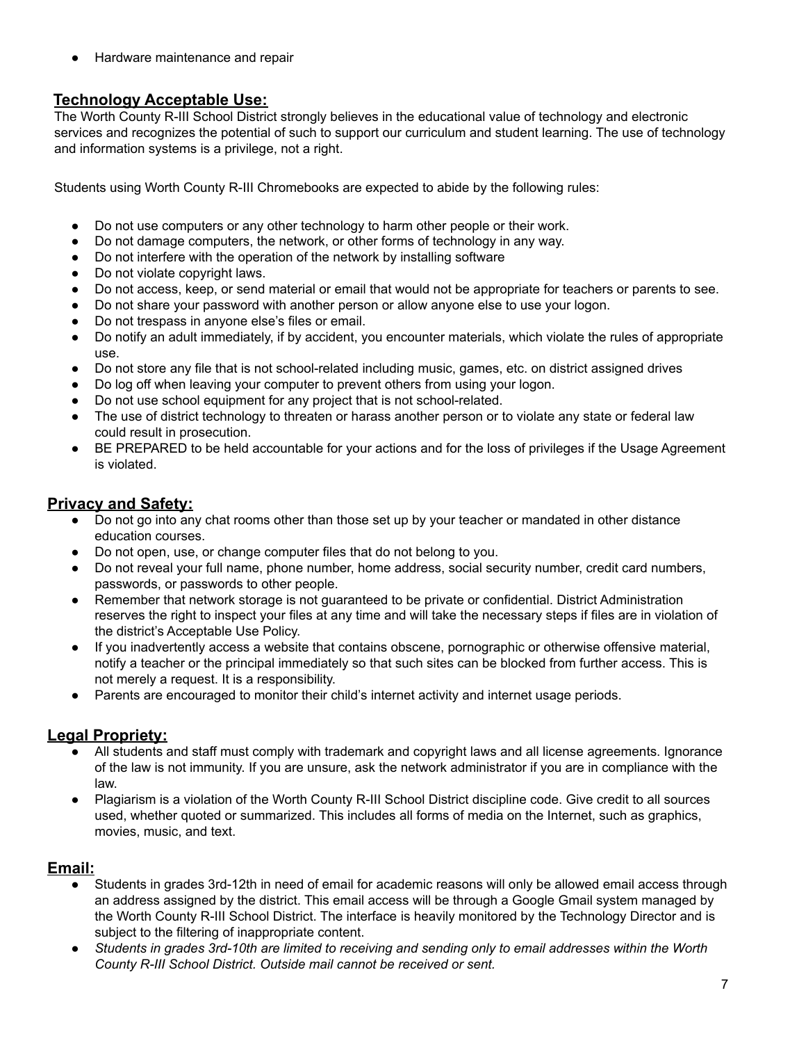- Hardware maintenance and repair

## Technology Acceptable Use:

The Worth County R-III School District strongly believes in the educational value of technology and electronic services and recognizes the potential of such to support our curriculum and student learning. The use of technology and information systems is a privilege, not a right.

Students using Worth County R-III Chromebooks are expected to abide by the following rules:

- Do not use computers or any other technology to harm other people or their work.
- Do not damage computers, the network, or other forms of technology in any way.
- Do not interfere with the operation of the network by installing software
- Do not violate copyright laws.
- Do not access, keep, or send material or email that would not be appropriate for teachers or parents to see.
- Do not share your password with another person or allow anyone else to use your logon.
- Do not trespass in anyone else's files or email.
- Do notify an adult immediately, if by accident, you encounter materials, which violate the rules of appropriate use.
- Do not store any file that is not school-related including music, games, etc. on district assigned drives
- Do log off when leaving your computer to prevent others from using your logon.
- Do not use school equipment for any project that is not school-related.
- The use of district technology to threaten or harass another person or to violate any state or federal law could result in prosecution.
- BE PREPARED to be held accountable for your actions and for the loss of privileges if the Usage Agreement is violated.

## Privacy and Safety:

- Do not go into any chat rooms other than those set up by your teacher or mandated in other distance education courses.
- Do not open, use, or change computer files that do not belong to you.
- Do not reveal your full name, phone number, home address, social security number, credit card numbers, passwords, or passwords to other people.
- Remember that network storage is not guaranteed to be private or confidential. District Administration reserves the right to inspect your files at any time and will take the necessary steps if files are in violation of the district's Acceptable Use Policy.
- If you inadvertently access a website that contains obscene, pornographic or otherwise offensive material, notify a teacher or the principal immediately so that such sites can be blocked from further access. This is not merely a request. It is a responsibility.
- Parents are encouraged to monitor their child's internet activity and internet usage periods.

## Legal Propriety:

- All students and staff must comply with trademark and copyright laws and all license agreements. Ignorance of the law is not immunity. If you are unsure, ask the network administrator if you are in compliance with the law.
- Plagiarism is a violation of the Worth County R-III School District discipline code. Give credit to all sources used, whether quoted or summarized. This includes all forms of media on the Internet, such as graphics, movies, music, and text.

## Email:

- Students in grades 3rd-12th in need of email for academic reasons will only be allowed email access through an address assigned by the district. This email access will be through a Google Gmail system managed by the Worth County R-III School District. The interface is heavily monitored by the Technology Director and is subject to the filtering of inappropriate content.
- *Students in grades 3rd-10th are limited to receiving and sending only to email addresses within the Worth County R-III School District. Outside mail cannot be received or sent.*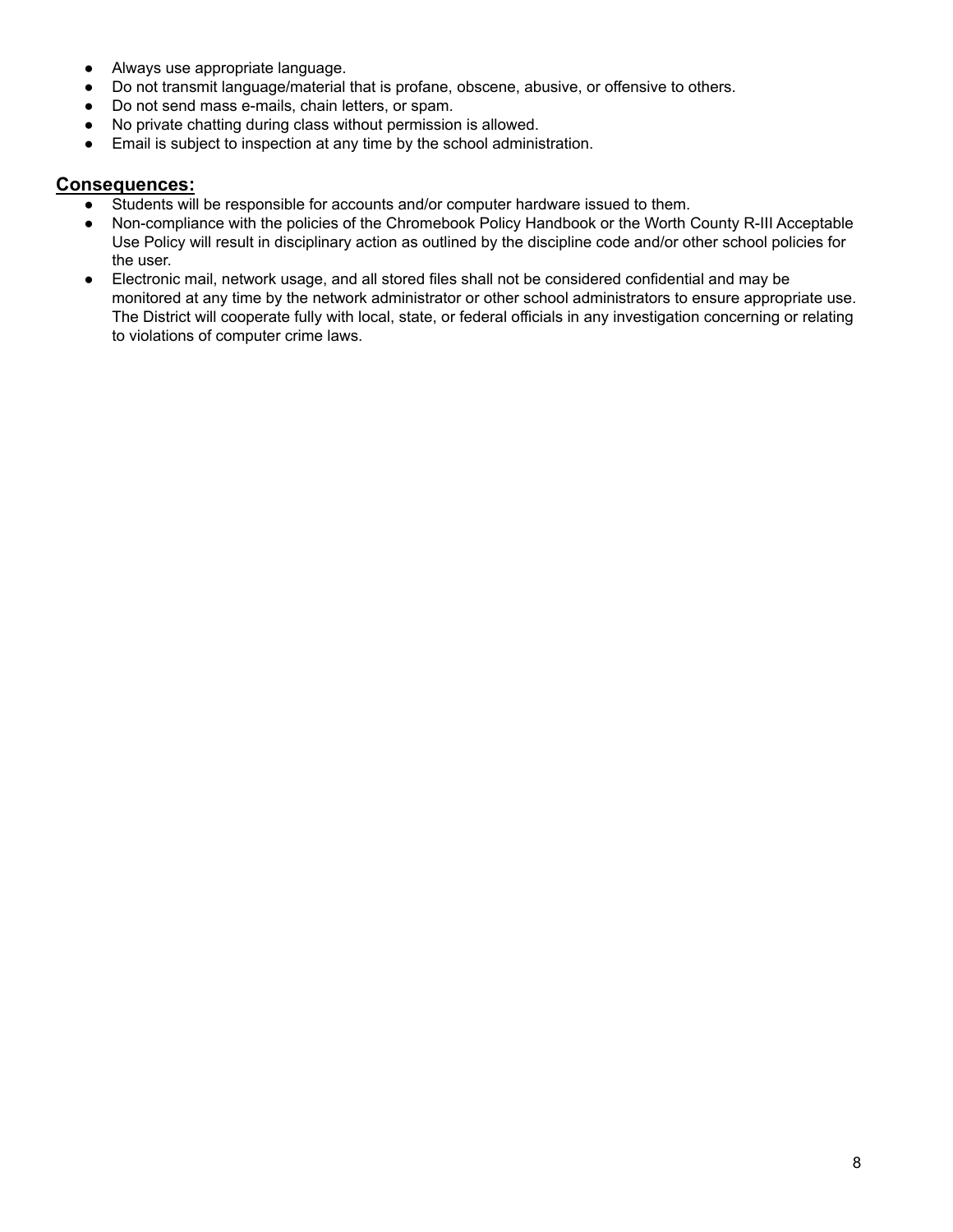- Always use appropriate language.
- Do not transmit language/material that is profane, obscene, abusive, or offensive to others.
- Do not send mass e-mails, chain letters, or spam.
- No private chatting during class without permission is allowed.
- Email is subject to inspection at any time by the school administration.

## Consequences:

- Students will be responsible for accounts and/or computer hardware issued to them.
- Non-compliance with the policies of the Chromebook Policy Handbook or the Worth County R-III Acceptable Use Policy will result in disciplinary action as outlined by the discipline code and/or other school policies for the user.
- Electronic mail, network usage, and all stored files shall not be considered confidential and may be monitored at any time by the network administrator or other school administrators to ensure appropriate use. The District will cooperate fully with local, state, or federal officials in any investigation concerning or relating to violations of computer crime laws.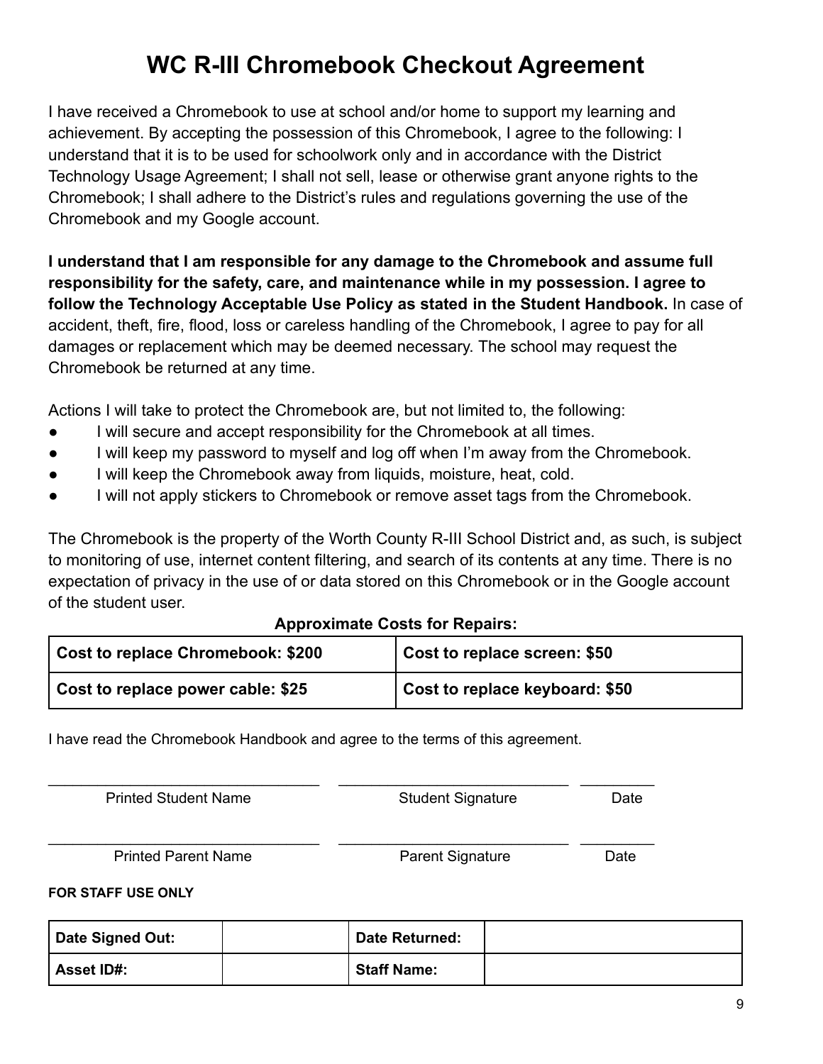# WC R-III Chromebook Checkout Agreement

I have received a Chromebook to use at school and/or home to support my learning and achievement. By accepting the possession of this Chromebook, I agree to the following: I understand that it is to be used for schoolwork only and in accordance with the District Technology Usage Agreement; I shall not sell, lease or otherwise grant anyone rights to the Chromebook; I shall adhere to the District's rules and regulations governing the use of the Chromebook and my Google account.

**I understand that I am responsible for any damage to the Chromebook and assume full responsibility for the safety, care, and maintenance while in my possession. I agree to follow the Technology Acceptable Use Policy as stated in the Student Handbook.** In case of accident, theft, fire, flood, loss or careless handling of the Chromebook, I agree to pay for all damages or replacement which may be deemed necessary. The school may request the Chromebook be returned at any time.

Actions I will take to protect the Chromebook are, but not limited to, the following:

- I will secure and accept responsibility for the Chromebook at all times.
- I will keep my password to myself and log off when I'm away from the Chromebook.
- I will keep the Chromebook away from liquids, moisture, heat, cold.
- I will not apply stickers to Chromebook or remove asset tags from the Chromebook.

The Chromebook is the property of the Worth County R-III School District and, as such, is subject to monitoring of use, internet content filtering, and search of its contents at any time. There is no expectation of privacy in the use of or data stored on this Chromebook or in the Google account of the student user.

**Approximate Costs for Repairs:**

| | |
|---|---|
| **Cost to replace Chromebook: $200** | **Cost to replace screen: $50** |
| **Cost to replace power cable: $25** | **Cost to replace keyboard: $50** |

I have read the Chromebook Handbook and agree to the terms of this agreement.

\_\_\_\_\_\_\_\_\_\_\_\_\_\_\_\_\_\_\_\_\_\_\_\_\_\_\_\_ \_\_\_\_\_\_\_\_\_\_\_\_\_\_\_\_\_\_\_\_\_\_\_\_\_\_\_\_ \_\_\_\_\_\_\_\_\_\_
Printed Student Name Student Signature Date

\_\_\_\_\_\_\_\_\_\_\_\_\_\_\_\_\_\_\_\_\_\_\_\_\_\_\_\_ \_\_\_\_\_\_\_\_\_\_\_\_\_\_\_\_\_\_\_\_\_\_\_\_\_\_\_\_ \_\_\_\_\_\_\_\_\_\_
Printed Parent Name Parent Signature Date

**FOR STAFF USE ONLY**

| | | | |
|---|---|---|---|
| **Date Signed Out:** | | **Date Returned:** | |
| **Asset ID#:** | | **Staff Name:** | |